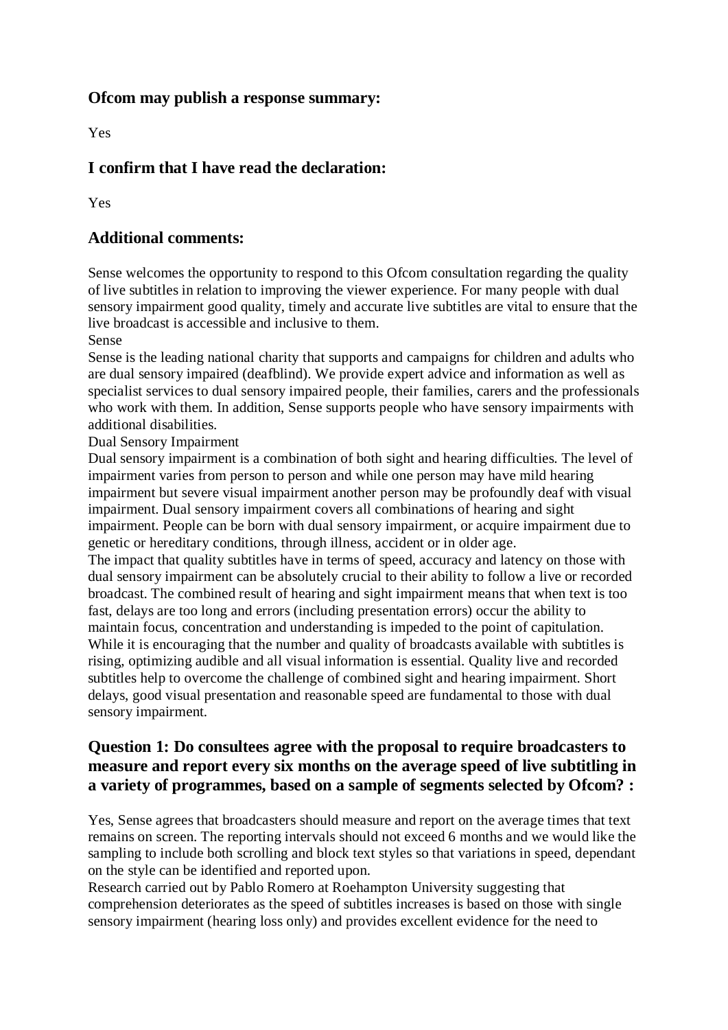## Ofcom may publish a response summary:

Yes

## I confirm that I have read the declaration:

Yes

## Additional comments:

Sense welcomes the opportunity to respond to this Ofcom consultation regarding the quality of live subtitles in relation to improving the viewer experience. For many people with dual sensory impairment good quality, timely and accurate live subtitles are vital to ensure that the live broadcast is accessible and inclusive to them.

Sense

Sense is the leading national charity that supports and campaigns for children and adults who are dual sensory impaired (deafblind). We provide expert advice and information as well as specialist services to dual sensory impaired people, their families, carers and the professionals who work with them. In addition, Sense supports people who have sensory impairments with additional disabilities.

Dual Sensory Impairment

Dual sensory impairment is a combination of both sight and hearing difficulties. The level of impairment varies from person to person and while one person may have mild hearing impairment but severe visual impairment another person may be profoundly deaf with visual impairment. Dual sensory impairment covers all combinations of hearing and sight impairment. People can be born with dual sensory impairment, or acquire impairment due to genetic or hereditary conditions, through illness, accident or in older age.

The impact that quality subtitles have in terms of speed, accuracy and latency on those with dual sensory impairment can be absolutely crucial to their ability to follow a live or recorded broadcast. The combined result of hearing and sight impairment means that when text is too fast, delays are too long and errors (including presentation errors) occur the ability to maintain focus, concentration and understanding is impeded to the point of capitulation. While it is encouraging that the number and quality of broadcasts available with subtitles is rising, optimizing audible and all visual information is essential. Quality live and recorded subtitles help to overcome the challenge of combined sight and hearing impairment. Short delays, good visual presentation and reasonable speed are fundamental to those with dual sensory impairment.

## Question 1: Do consultees agree with the proposal to require broadcasters to measure and report every six months on the average speed of live subtitling in a variety of programmes, based on a sample of segments selected by Ofcom? :

Yes, Sense agrees that broadcasters should measure and report on the average times that text remains on screen. The reporting intervals should not exceed 6 months and we would like the sampling to include both scrolling and block text styles so that variations in speed, dependant on the style can be identified and reported upon.

Research carried out by Pablo Romero at Roehampton University suggesting that comprehension deteriorates as the speed of subtitles increases is based on those with single sensory impairment (hearing loss only) and provides excellent evidence for the need to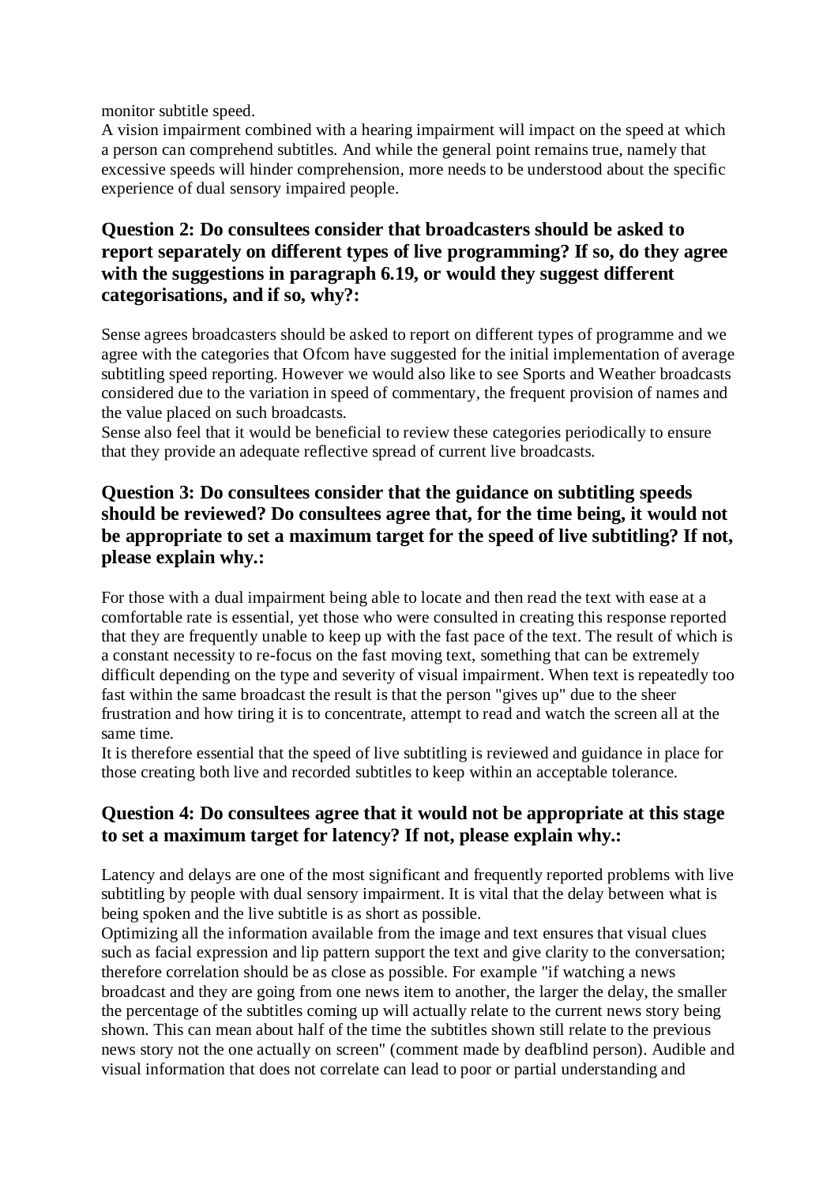monitor subtitle speed.
A vision impairment combined with a hearing impairment will impact on the speed at which a person can comprehend subtitles. And while the general point remains true, namely that excessive speeds will hinder comprehension, more needs to be understood about the specific experience of dual sensory impaired people.

### Question 2: Do consultees consider that broadcasters should be asked to report separately on different types of live programming? If so, do they agree with the suggestions in paragraph 6.19, or would they suggest different categorisations, and if so, why?:

Sense agrees broadcasters should be asked to report on different types of programme and we agree with the categories that Ofcom have suggested for the initial implementation of average subtitling speed reporting. However we would also like to see Sports and Weather broadcasts considered due to the variation in speed of commentary, the frequent provision of names and the value placed on such broadcasts.
Sense also feel that it would be beneficial to review these categories periodically to ensure that they provide an adequate reflective spread of current live broadcasts.

### Question 3: Do consultees consider that the guidance on subtitling speeds should be reviewed? Do consultees agree that, for the time being, it would not be appropriate to set a maximum target for the speed of live subtitling? If not, please explain why.:

For those with a dual impairment being able to locate and then read the text with ease at a comfortable rate is essential, yet those who were consulted in creating this response reported that they are frequently unable to keep up with the fast pace of the text. The result of which is a constant necessity to re-focus on the fast moving text, something that can be extremely difficult depending on the type and severity of visual impairment. When text is repeatedly too fast within the same broadcast the result is that the person "gives up" due to the sheer frustration and how tiring it is to concentrate, attempt to read and watch the screen all at the same time.
It is therefore essential that the speed of live subtitling is reviewed and guidance in place for those creating both live and recorded subtitles to keep within an acceptable tolerance.

### Question 4: Do consultees agree that it would not be appropriate at this stage to set a maximum target for latency? If not, please explain why.:

Latency and delays are one of the most significant and frequently reported problems with live subtitling by people with dual sensory impairment. It is vital that the delay between what is being spoken and the live subtitle is as short as possible.
Optimizing all the information available from the image and text ensures that visual clues such as facial expression and lip pattern support the text and give clarity to the conversation; therefore correlation should be as close as possible. For example "if watching a news broadcast and they are going from one news item to another, the larger the delay, the smaller the percentage of the subtitles coming up will actually relate to the current news story being shown. This can mean about half of the time the subtitles shown still relate to the previous news story not the one actually on screen" (comment made by deafblind person). Audible and visual information that does not correlate can lead to poor or partial understanding and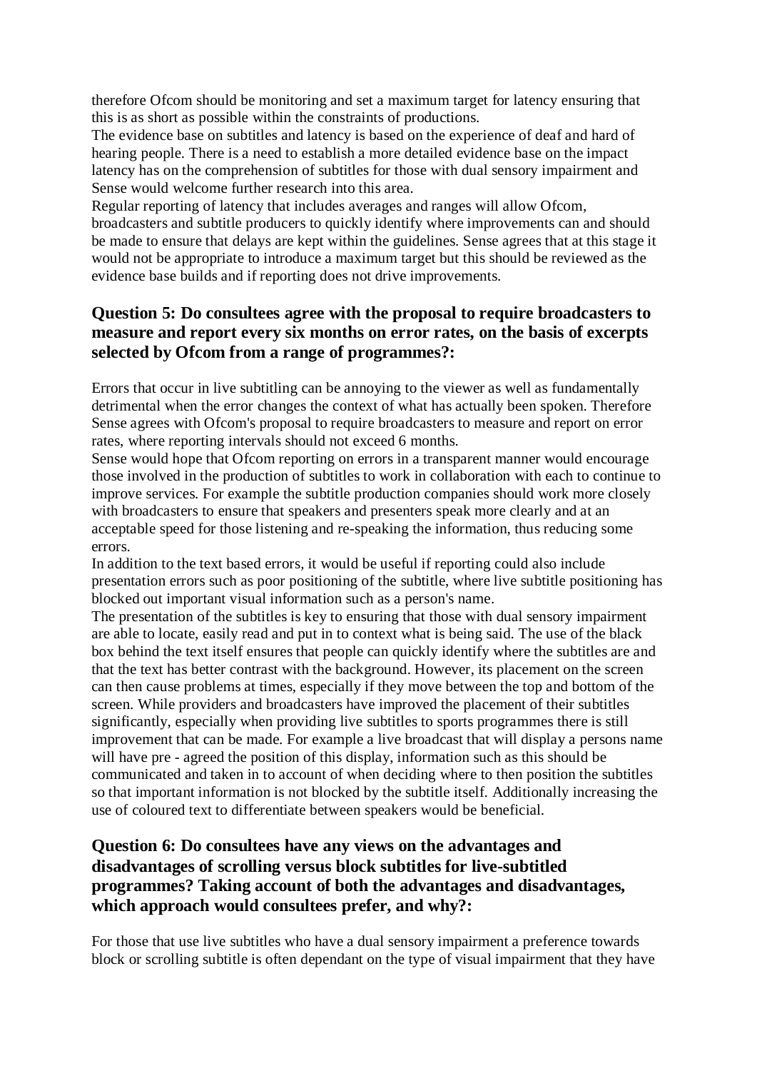therefore Ofcom should be monitoring and set a maximum target for latency ensuring that this is as short as possible within the constraints of productions.
The evidence base on subtitles and latency is based on the experience of deaf and hard of hearing people. There is a need to establish a more detailed evidence base on the impact latency has on the comprehension of subtitles for those with dual sensory impairment and Sense would welcome further research into this area.
Regular reporting of latency that includes averages and ranges will allow Ofcom, broadcasters and subtitle producers to quickly identify where improvements can and should be made to ensure that delays are kept within the guidelines. Sense agrees that at this stage it would not be appropriate to introduce a maximum target but this should be reviewed as the evidence base builds and if reporting does not drive improvements.

### Question 5: Do consultees agree with the proposal to require broadcasters to measure and report every six months on error rates, on the basis of excerpts selected by Ofcom from a range of programmes?:

Errors that occur in live subtitling can be annoying to the viewer as well as fundamentally detrimental when the error changes the context of what has actually been spoken. Therefore Sense agrees with Ofcom's proposal to require broadcasters to measure and report on error rates, where reporting intervals should not exceed 6 months.
Sense would hope that Ofcom reporting on errors in a transparent manner would encourage those involved in the production of subtitles to work in collaboration with each to continue to improve services. For example the subtitle production companies should work more closely with broadcasters to ensure that speakers and presenters speak more clearly and at an acceptable speed for those listening and re-speaking the information, thus reducing some errors.
In addition to the text based errors, it would be useful if reporting could also include presentation errors such as poor positioning of the subtitle, where live subtitle positioning has blocked out important visual information such as a person's name.
The presentation of the subtitles is key to ensuring that those with dual sensory impairment are able to locate, easily read and put in to context what is being said. The use of the black box behind the text itself ensures that people can quickly identify where the subtitles are and that the text has better contrast with the background. However, its placement on the screen can then cause problems at times, especially if they move between the top and bottom of the screen. While providers and broadcasters have improved the placement of their subtitles significantly, especially when providing live subtitles to sports programmes there is still improvement that can be made. For example a live broadcast that will display a persons name will have pre - agreed the position of this display, information such as this should be communicated and taken in to account of when deciding where to then position the subtitles so that important information is not blocked by the subtitle itself. Additionally increasing the use of coloured text to differentiate between speakers would be beneficial.

### Question 6: Do consultees have any views on the advantages and disadvantages of scrolling versus block subtitles for live-subtitled programmes? Taking account of both the advantages and disadvantages, which approach would consultees prefer, and why?:

For those that use live subtitles who have a dual sensory impairment a preference towards block or scrolling subtitle is often dependant on the type of visual impairment that they have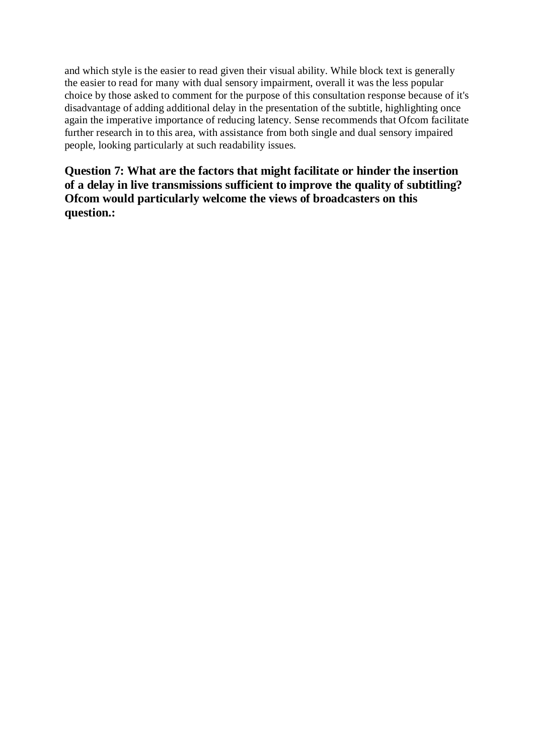and which style is the easier to read given their visual ability. While block text is generally the easier to read for many with dual sensory impairment, overall it was the less popular choice by those asked to comment for the purpose of this consultation response because of it's disadvantage of adding additional delay in the presentation of the subtitle, highlighting once again the imperative importance of reducing latency. Sense recommends that Ofcom facilitate further research in to this area, with assistance from both single and dual sensory impaired people, looking particularly at such readability issues.

**Question 7: What are the factors that might facilitate or hinder the insertion of a delay in live transmissions sufficient to improve the quality of subtitling? Ofcom would particularly welcome the views of broadcasters on this question.:**